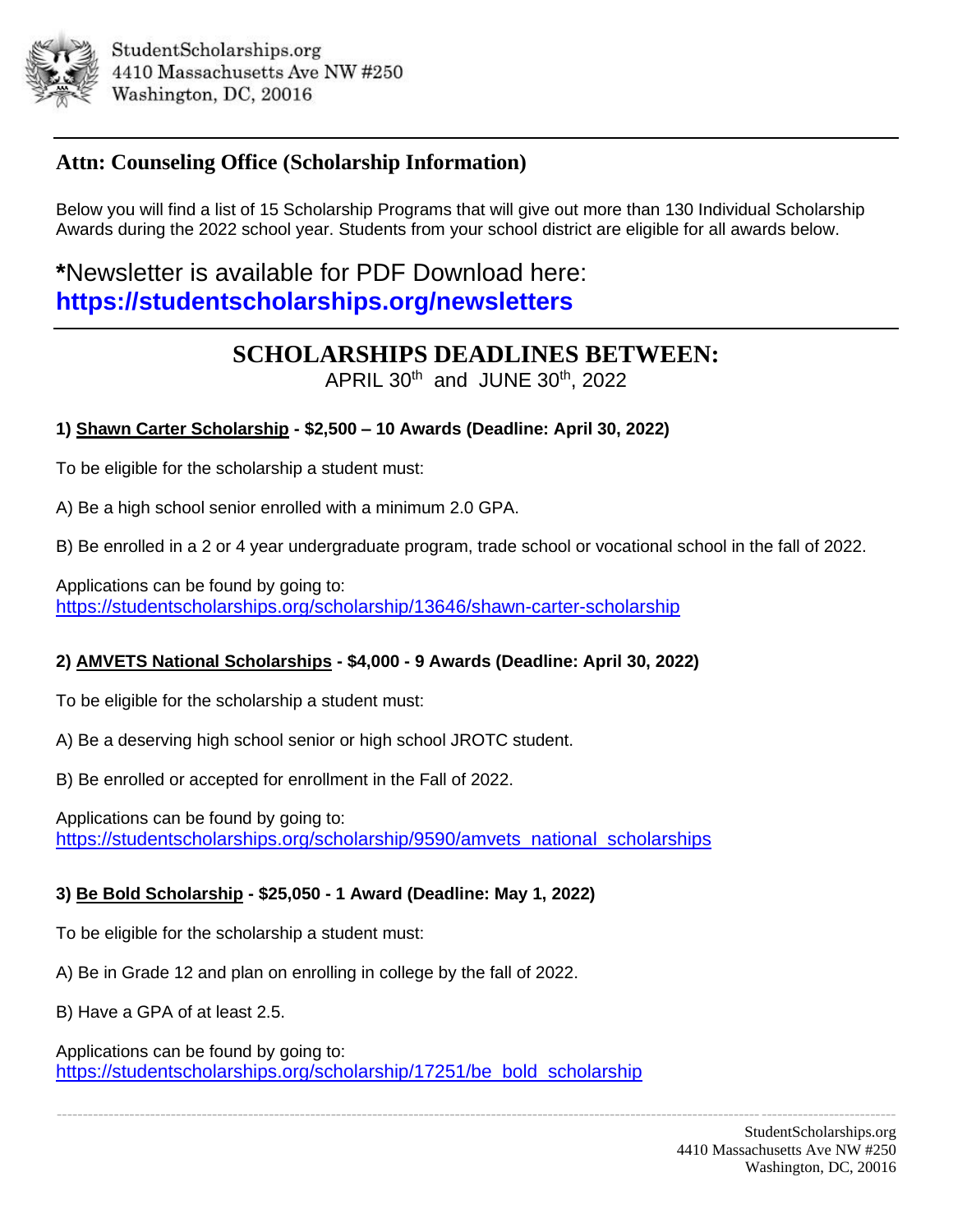StudentScholarships.org
4410 Massachusetts Ave NW #250
Washington, DC, 20016

---

## Attn: Counseling Office (Scholarship Information)

Below you will find a list of 15 Scholarship Programs that will give out more than 130 Individual Scholarship Awards during the 2022 school year. Students from your school district are eligible for all awards below.

### *Newsletter is available for PDF Download here: **https://studentscholarships.org/newsletters**

---

## SCHOLARSHIPS DEADLINES BETWEEN:

APRIL 30th and JUNE 30th, 2022

**1) Shawn Carter Scholarship - $2,500 – 10 Awards (Deadline: April 30, 2022)**

To be eligible for the scholarship a student must:

A) Be a high school senior enrolled with a minimum 2.0 GPA.

B) Be enrolled in a 2 or 4 year undergraduate program, trade school or vocational school in the fall of 2022.

Applications can be found by going to:
https://studentscholarships.org/scholarship/13646/shawn-carter-scholarship

**2) AMVETS National Scholarships - $4,000 - 9 Awards (Deadline: April 30, 2022)**

To be eligible for the scholarship a student must:

A) Be a deserving high school senior or high school JROTC student.

B) Be enrolled or accepted for enrollment in the Fall of 2022.

Applications can be found by going to:
https://studentscholarships.org/scholarship/9590/amvets_national_scholarships

**3) Be Bold Scholarship - $25,050 - 1 Award (Deadline: May 1, 2022)**

To be eligible for the scholarship a student must:

A) Be in Grade 12 and plan on enrolling in college by the fall of 2022.

B) Have a GPA of at least 2.5.

Applications can be found by going to:
https://studentscholarships.org/scholarship/17251/be_bold_scholarship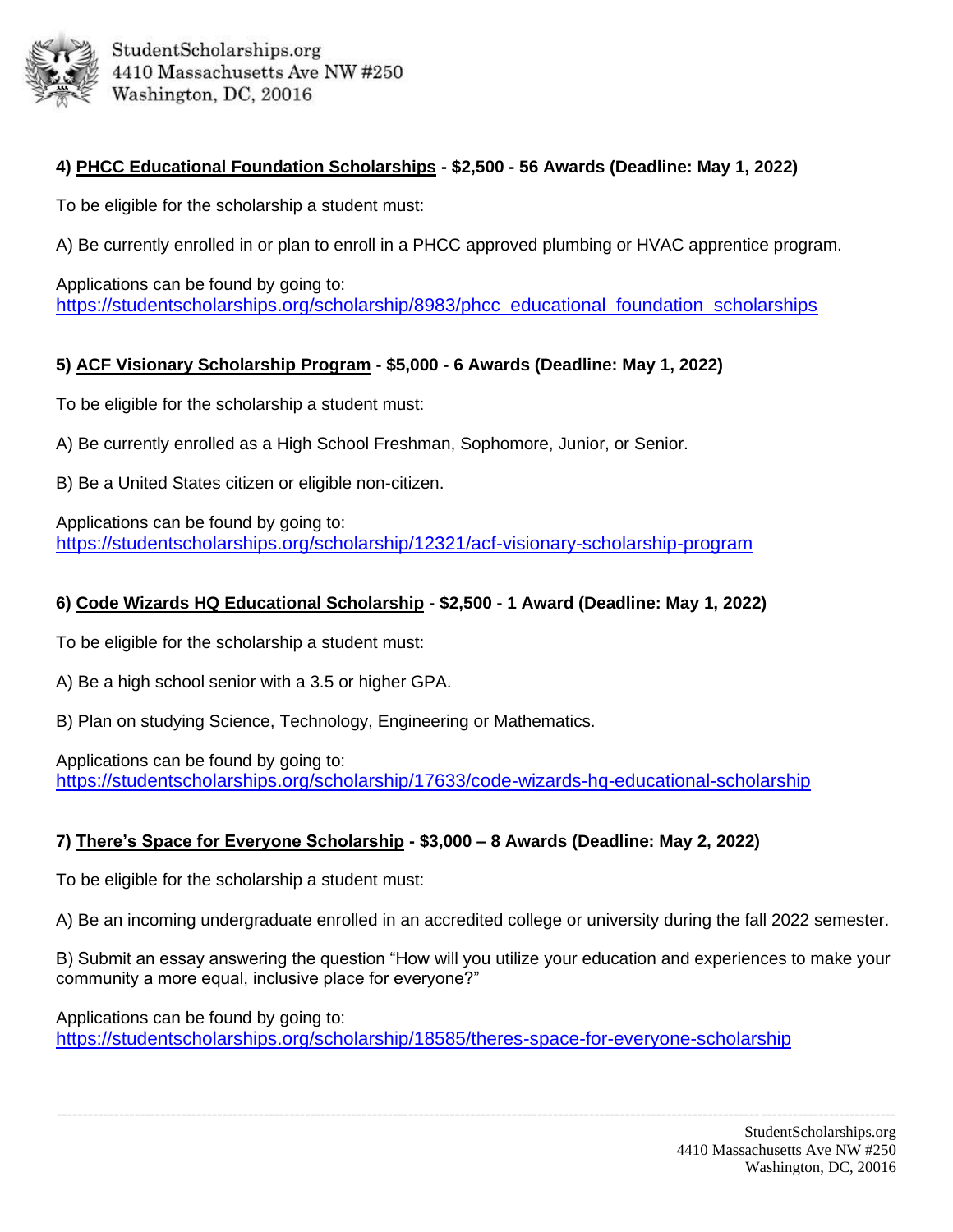**4) PHCC Educational Foundation Scholarships - $2,500 - 56 Awards (Deadline: May 1, 2022)**

To be eligible for the scholarship a student must:

A) Be currently enrolled in or plan to enroll in a PHCC approved plumbing or HVAC apprentice program.

Applications can be found by going to:
https://studentscholarships.org/scholarship/8983/phcc_educational_foundation_scholarships

**5) ACF Visionary Scholarship Program - $5,000 - 6 Awards (Deadline: May 1, 2022)**

To be eligible for the scholarship a student must:

A) Be currently enrolled as a High School Freshman, Sophomore, Junior, or Senior.

B) Be a United States citizen or eligible non-citizen.

Applications can be found by going to:
https://studentscholarships.org/scholarship/12321/acf-visionary-scholarship-program

**6) Code Wizards HQ Educational Scholarship - $2,500 - 1 Award (Deadline: May 1, 2022)**

To be eligible for the scholarship a student must:

A) Be a high school senior with a 3.5 or higher GPA.

B) Plan on studying Science, Technology, Engineering or Mathematics.

Applications can be found by going to:
https://studentscholarships.org/scholarship/17633/code-wizards-hq-educational-scholarship

**7) There's Space for Everyone Scholarship - $3,000 – 8 Awards (Deadline: May 2, 2022)**

To be eligible for the scholarship a student must:

A) Be an incoming undergraduate enrolled in an accredited college or university during the fall 2022 semester.

B) Submit an essay answering the question "How will you utilize your education and experiences to make your community a more equal, inclusive place for everyone?"

Applications can be found by going to:
https://studentscholarships.org/scholarship/18585/theres-space-for-everyone-scholarship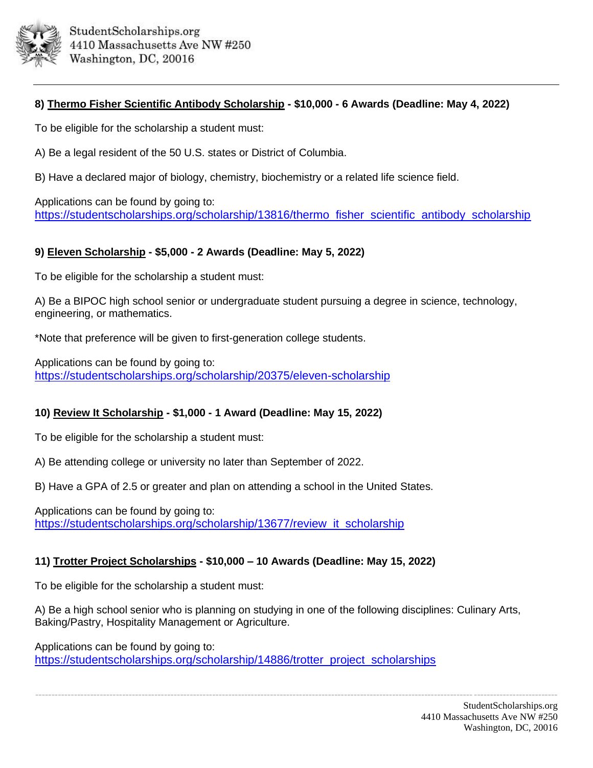**8) Thermo Fisher Scientific Antibody Scholarship - $10,000 - 6 Awards (Deadline: May 4, 2022)**

To be eligible for the scholarship a student must:

A) Be a legal resident of the 50 U.S. states or District of Columbia.

B) Have a declared major of biology, chemistry, biochemistry or a related life science field.

Applications can be found by going to:
https://studentscholarships.org/scholarship/13816/thermo_fisher_scientific_antibody_scholarship

**9) Eleven Scholarship - $5,000 - 2 Awards (Deadline: May 5, 2022)**

To be eligible for the scholarship a student must:

A) Be a BIPOC high school senior or undergraduate student pursuing a degree in science, technology, engineering, or mathematics.

*Note that preference will be given to first-generation college students.

Applications can be found by going to:
https://studentscholarships.org/scholarship/20375/eleven-scholarship

**10) Review It Scholarship - $1,000 - 1 Award (Deadline: May 15, 2022)**

To be eligible for the scholarship a student must:

A) Be attending college or university no later than September of 2022.

B) Have a GPA of 2.5 or greater and plan on attending a school in the United States.

Applications can be found by going to:
https://studentscholarships.org/scholarship/13677/review_it_scholarship

**11) Trotter Project Scholarships - $10,000 – 10 Awards (Deadline: May 15, 2022)**

To be eligible for the scholarship a student must:

A) Be a high school senior who is planning on studying in one of the following disciplines: Culinary Arts, Baking/Pastry, Hospitality Management or Agriculture.

Applications can be found by going to:
https://studentscholarships.org/scholarship/14886/trotter_project_scholarships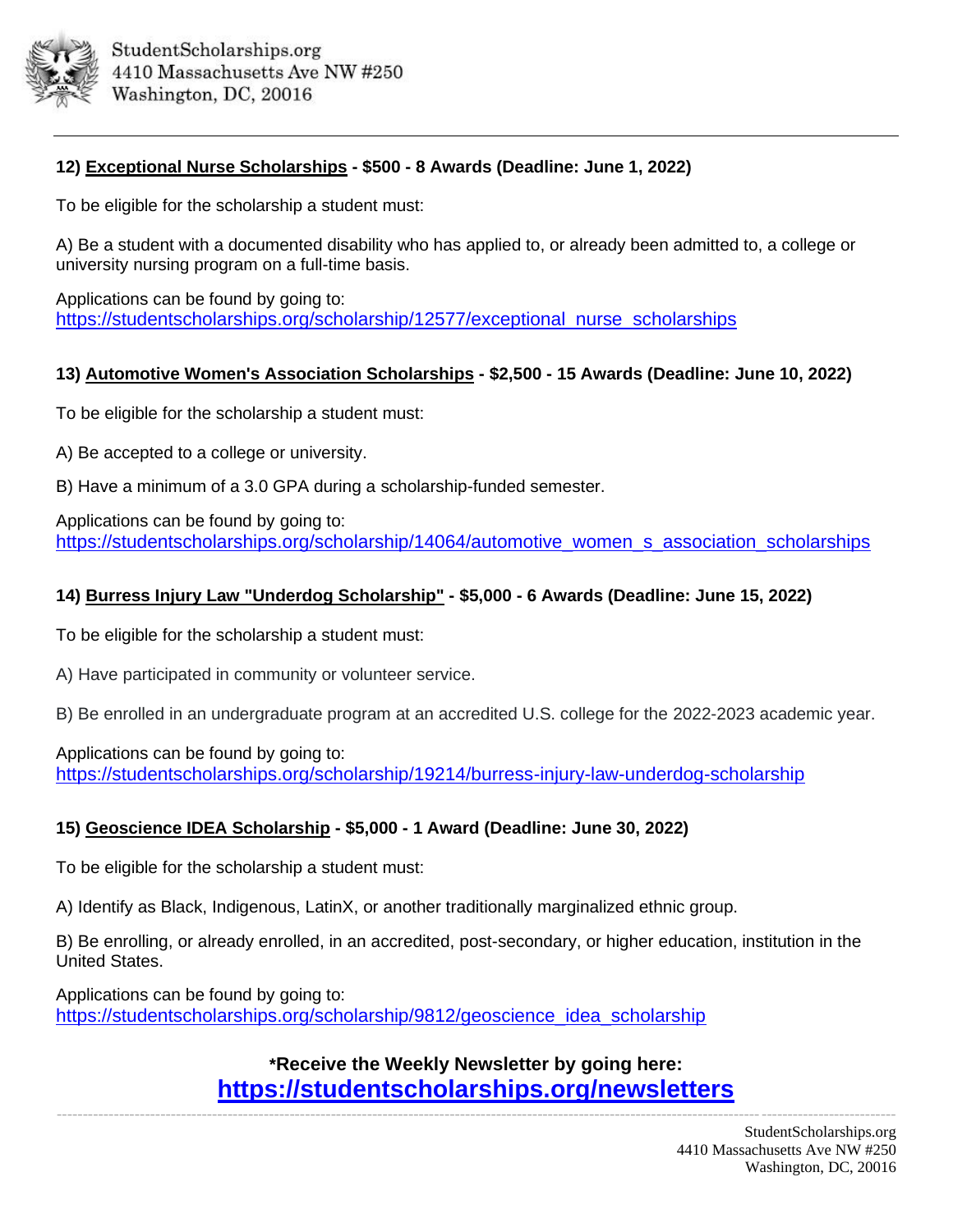**12) Exceptional Nurse Scholarships - $500 - 8 Awards (Deadline: June 1, 2022)**

To be eligible for the scholarship a student must:

A) Be a student with a documented disability who has applied to, or already been admitted to, a college or university nursing program on a full-time basis.

Applications can be found by going to:
https://studentscholarships.org/scholarship/12577/exceptional_nurse_scholarships

**13) Automotive Women's Association Scholarships - $2,500 - 15 Awards (Deadline: June 10, 2022)**

To be eligible for the scholarship a student must:

A) Be accepted to a college or university.

B) Have a minimum of a 3.0 GPA during a scholarship-funded semester.

Applications can be found by going to:
https://studentscholarships.org/scholarship/14064/automotive_women_s_association_scholarships

**14) Burress Injury Law "Underdog Scholarship" - $5,000 - 6 Awards (Deadline: June 15, 2022)**

To be eligible for the scholarship a student must:

A) Have participated in community or volunteer service.

B) Be enrolled in an undergraduate program at an accredited U.S. college for the 2022-2023 academic year.

Applications can be found by going to:
https://studentscholarships.org/scholarship/19214/burress-injury-law-underdog-scholarship

**15) Geoscience IDEA Scholarship - $5,000 - 1 Award (Deadline: June 30, 2022)**

To be eligible for the scholarship a student must:

A) Identify as Black, Indigenous, LatinX, or another traditionally marginalized ethnic group.

B) Be enrolling, or already enrolled, in an accredited, post-secondary, or higher education, institution in the United States.

Applications can be found by going to:
https://studentscholarships.org/scholarship/9812/geoscience_idea_scholarship

**\*Receive the Weekly Newsletter by going here:**
**https://studentscholarships.org/newsletters**